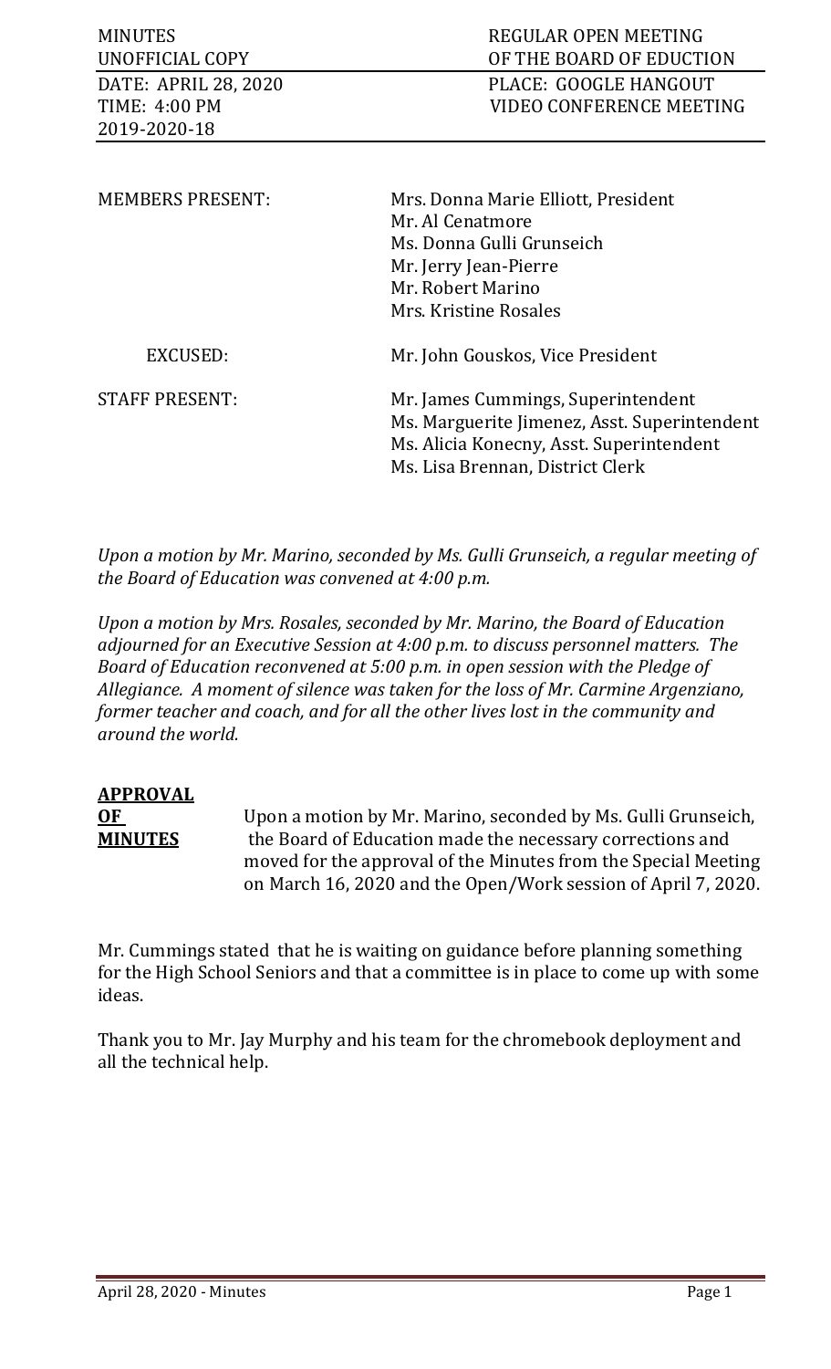| MINUTES | REGULAR OPEN MEETING |
|---|---|
| UNOFFICIAL COPY | OF THE BOARD OF EDUCTION |
| DATE: APRIL 28, 2020 | PLACE: GOOGLE HANGOUT |
| TIME: 4:00 PM | VIDEO CONFERENCE MEETING |
| 2019-2020-18 | |

| | |
|---|---|
| MEMBERS PRESENT: | Mrs. Donna Marie Elliott, President<br>Mr. Al Cenatmore<br>Ms. Donna Gulli Grunseich<br>Mr. Jerry Jean-Pierre<br>Mr. Robert Marino<br>Mrs. Kristine Rosales |
| EXCUSED: | Mr. John Gouskos, Vice President |
| STAFF PRESENT: | Mr. James Cummings, Superintendent<br>Ms. Marguerite Jimenez, Asst. Superintendent<br>Ms. Alicia Konecny, Asst. Superintendent<br>Ms. Lisa Brennan, District Clerk |

*Upon a motion by Mr. Marino, seconded by Ms. Gulli Grunseich, a regular meeting of the Board of Education was convened at 4:00 p.m.*

*Upon a motion by Mrs. Rosales, seconded by Mr. Marino, the Board of Education adjourned for an Executive Session at 4:00 p.m. to discuss personnel matters. The Board of Education reconvened at 5:00 p.m. in open session with the Pledge of Allegiance. A moment of silence was taken for the loss of Mr. Carmine Argenziano, former teacher and coach, and for all the other lives lost in the community and around the world.*

**APPROVAL OF MINUTES**

Upon a motion by Mr. Marino, seconded by Ms. Gulli Grunseich, the Board of Education made the necessary corrections and moved for the approval of the Minutes from the Special Meeting on March 16, 2020 and the Open/Work session of April 7, 2020.

Mr. Cummings stated that he is waiting on guidance before planning something for the High School Seniors and that a committee is in place to come up with some ideas.

Thank you to Mr. Jay Murphy and his team for the chromebook deployment and all the technical help.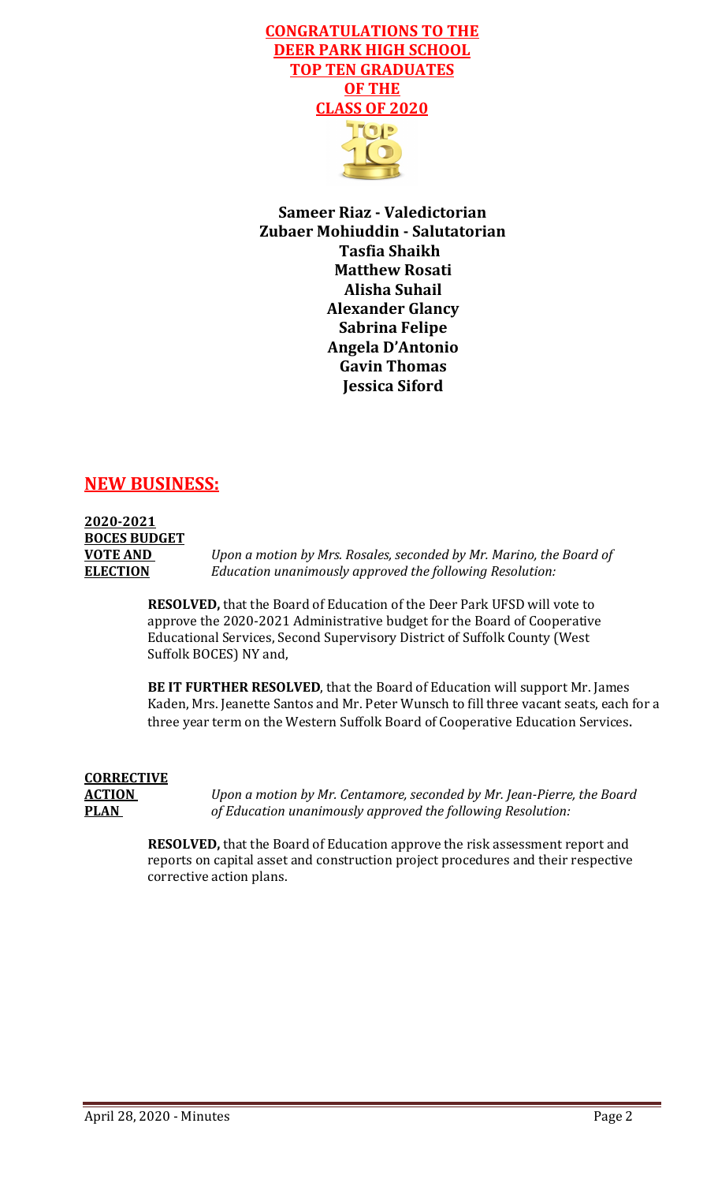**CONGRATULATIONS TO THE DEER PARK HIGH SCHOOL TOP TEN GRADUATES OF THE CLASS OF 2020**

**Sameer Riaz - Valedictorian**
**Zubaer Mohiuddin - Salutatorian**
**Tasfia Shaikh**
**Matthew Rosati**
**Alisha Suhail**
**Alexander Glancy**
**Sabrina Felipe**
**Angela D'Antonio**
**Gavin Thomas**
**Jessica Siford**

## NEW BUSINESS:

**2020-2021 BOCES BUDGET VOTE AND ELECTION**

*Upon a motion by Mrs. Rosales, seconded by Mr. Marino, the Board of Education unanimously approved the following Resolution:*

**RESOLVED,** that the Board of Education of the Deer Park UFSD will vote to approve the 2020-2021 Administrative budget for the Board of Cooperative Educational Services, Second Supervisory District of Suffolk County (West Suffolk BOCES) NY and,

**BE IT FURTHER RESOLVED**, that the Board of Education will support Mr. James Kaden, Mrs. Jeanette Santos and Mr. Peter Wunsch to fill three vacant seats, each for a three year term on the Western Suffolk Board of Cooperative Education Services**.**

**CORRECTIVE ACTION PLAN**

*Upon a motion by Mr. Centamore, seconded by Mr. Jean-Pierre, the Board of Education unanimously approved the following Resolution:*

**RESOLVED,** that the Board of Education approve the risk assessment report and reports on capital asset and construction project procedures and their respective corrective action plans.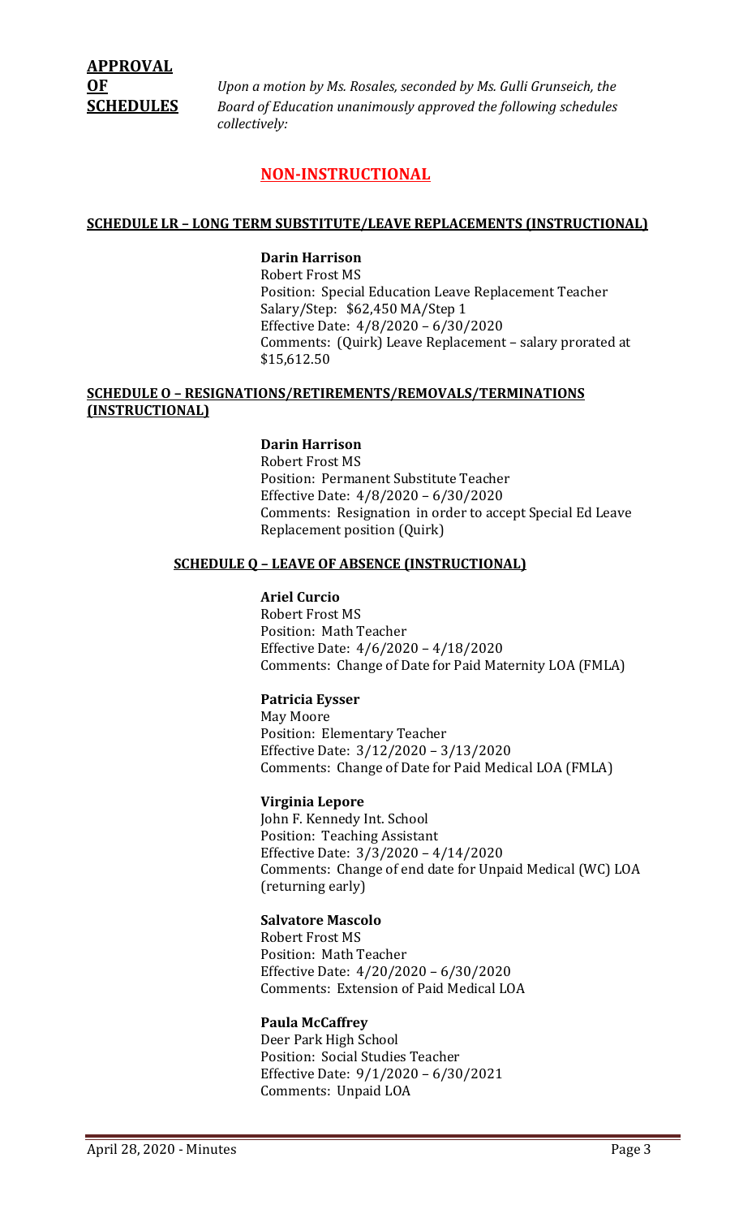**APPROVAL OF SCHEDULES**

*Upon a motion by Ms. Rosales, seconded by Ms. Gulli Grunseich, the Board of Education unanimously approved the following schedules collectively:*

## NON-INSTRUCTIONAL

### SCHEDULE LR – LONG TERM SUBSTITUTE/LEAVE REPLACEMENTS (INSTRUCTIONAL)

**Darin Harrison**
Robert Frost MS
Position: Special Education Leave Replacement Teacher
Salary/Step: $62,450 MA/Step 1
Effective Date: 4/8/2020 – 6/30/2020
Comments: (Quirk) Leave Replacement – salary prorated at $15,612.50

### SCHEDULE O – RESIGNATIONS/RETIREMENTS/REMOVALS/TERMINATIONS (INSTRUCTIONAL)

**Darin Harrison**
Robert Frost MS
Position: Permanent Substitute Teacher
Effective Date: 4/8/2020 – 6/30/2020
Comments: Resignation in order to accept Special Ed Leave Replacement position (Quirk)

### SCHEDULE Q – LEAVE OF ABSENCE (INSTRUCTIONAL)

**Ariel Curcio**
Robert Frost MS
Position: Math Teacher
Effective Date: 4/6/2020 – 4/18/2020
Comments: Change of Date for Paid Maternity LOA (FMLA)

**Patricia Eysser**
May Moore
Position: Elementary Teacher
Effective Date: 3/12/2020 – 3/13/2020
Comments: Change of Date for Paid Medical LOA (FMLA)

**Virginia Lepore**
John F. Kennedy Int. School
Position: Teaching Assistant
Effective Date: 3/3/2020 – 4/14/2020
Comments: Change of end date for Unpaid Medical (WC) LOA (returning early)

**Salvatore Mascolo**
Robert Frost MS
Position: Math Teacher
Effective Date: 4/20/2020 – 6/30/2020
Comments: Extension of Paid Medical LOA

**Paula McCaffrey**
Deer Park High School
Position: Social Studies Teacher
Effective Date: 9/1/2020 – 6/30/2021
Comments: Unpaid LOA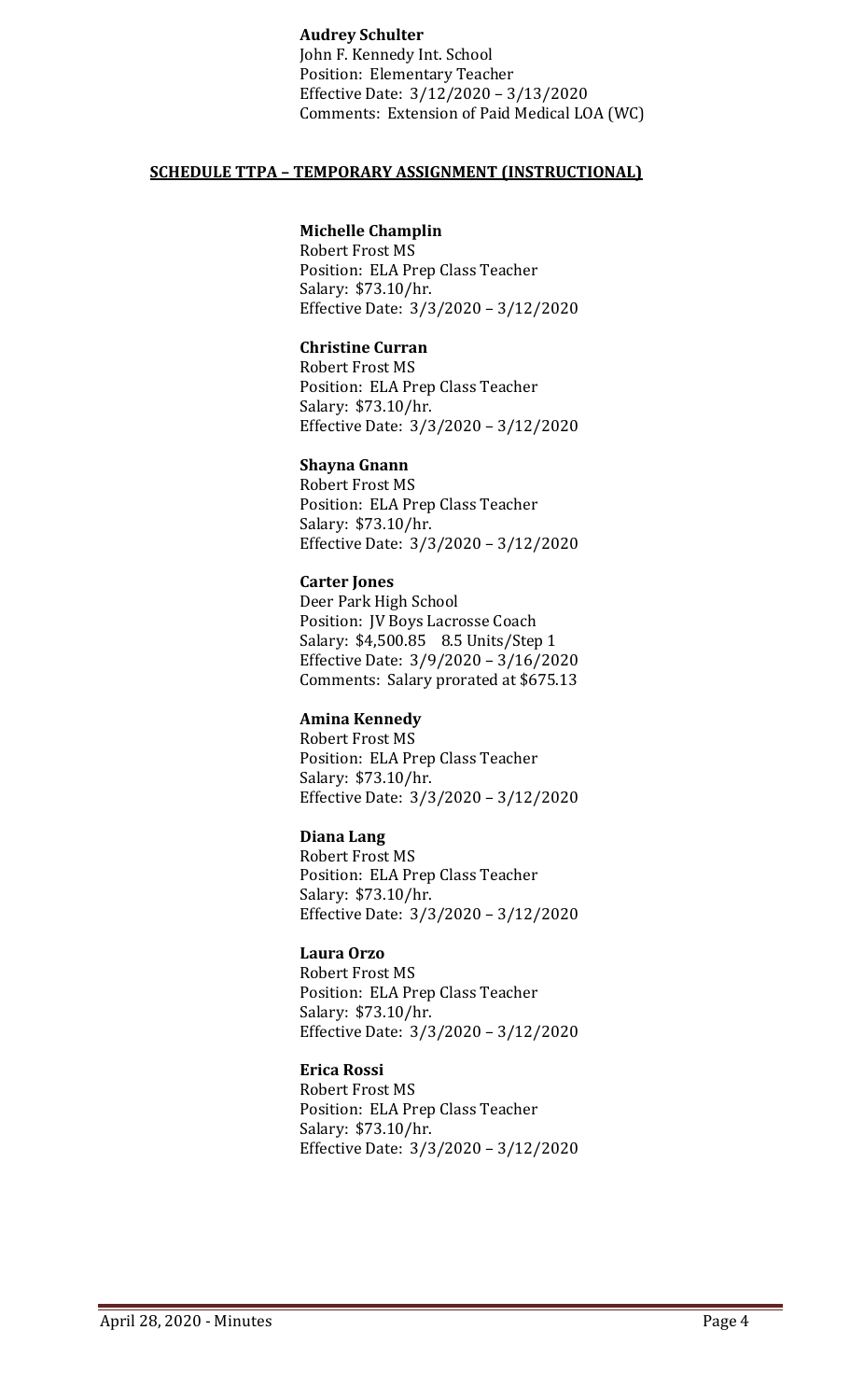**Audrey Schulter**
John F. Kennedy Int. School
Position: Elementary Teacher
Effective Date: 3/12/2020 – 3/13/2020
Comments: Extension of Paid Medical LOA (WC)

**SCHEDULE TTPA – TEMPORARY ASSIGNMENT (INSTRUCTIONAL)**

**Michelle Champlin**
Robert Frost MS
Position: ELA Prep Class Teacher
Salary: $73.10/hr.
Effective Date: 3/3/2020 – 3/12/2020

**Christine Curran**
Robert Frost MS
Position: ELA Prep Class Teacher
Salary: $73.10/hr.
Effective Date: 3/3/2020 – 3/12/2020

**Shayna Gnann**
Robert Frost MS
Position: ELA Prep Class Teacher
Salary: $73.10/hr.
Effective Date: 3/3/2020 – 3/12/2020

**Carter Jones**
Deer Park High School
Position: JV Boys Lacrosse Coach
Salary: $4,500.85 8.5 Units/Step 1
Effective Date: 3/9/2020 – 3/16/2020
Comments: Salary prorated at $675.13

**Amina Kennedy**
Robert Frost MS
Position: ELA Prep Class Teacher
Salary: $73.10/hr.
Effective Date: 3/3/2020 – 3/12/2020

**Diana Lang**
Robert Frost MS
Position: ELA Prep Class Teacher
Salary: $73.10/hr.
Effective Date: 3/3/2020 – 3/12/2020

**Laura Orzo**
Robert Frost MS
Position: ELA Prep Class Teacher
Salary: $73.10/hr.
Effective Date: 3/3/2020 – 3/12/2020

**Erica Rossi**
Robert Frost MS
Position: ELA Prep Class Teacher
Salary: $73.10/hr.
Effective Date: 3/3/2020 – 3/12/2020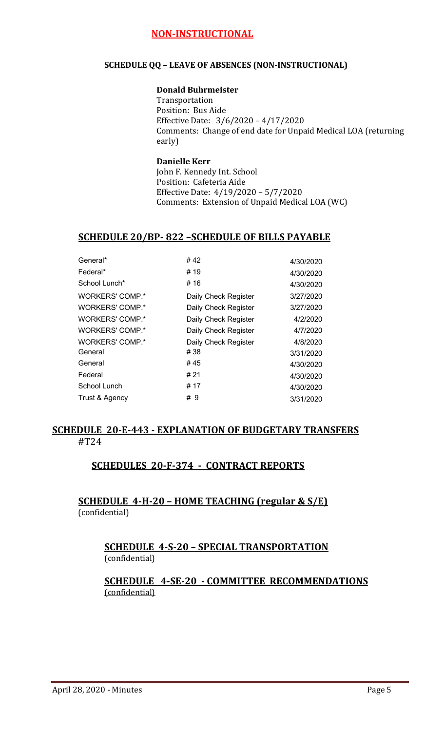## NON-INSTRUCTIONAL

### SCHEDULE QQ – LEAVE OF ABSENCES (NON-INSTRUCTIONAL)

**Donald Buhrmeister**
Transportation
Position: Bus Aide
Effective Date: 3/6/2020 – 4/17/2020
Comments: Change of end date for Unpaid Medical LOA (returning early)

**Danielle Kerr**
John F. Kennedy Int. School
Position: Cafeteria Aide
Effective Date: 4/19/2020 – 5/7/2020
Comments: Extension of Unpaid Medical LOA (WC)

## SCHEDULE 20/BP- 822 –SCHEDULE OF BILLS PAYABLE

| | | |
|---|---|---|
| General* | # 42 | 4/30/2020 |
| Federal* | # 19 | 4/30/2020 |
| School Lunch* | # 16 | 4/30/2020 |
| WORKERS' COMP.* | Daily Check Register | 3/27/2020 |
| WORKERS' COMP.* | Daily Check Register | 3/27/2020 |
| WORKERS' COMP.* | Daily Check Register | 4/2/2020 |
| WORKERS' COMP.* | Daily Check Register | 4/7/2020 |
| WORKERS' COMP.* | Daily Check Register | 4/8/2020 |
| General | # 38 | 3/31/2020 |
| General | # 45 | 4/30/2020 |
| Federal | # 21 | 4/30/2020 |
| School Lunch | # 17 | 4/30/2020 |
| Trust & Agency | # 9 | 3/31/2020 |

## SCHEDULE 20-E-443 - EXPLANATION OF BUDGETARY TRANSFERS

#T24

## SCHEDULES 20-F-374 - CONTRACT REPORTS

## SCHEDULE 4-H-20 – HOME TEACHING (regular & S/E)

(confidential)

## SCHEDULE 4-S-20 – SPECIAL TRANSPORTATION

(confidential)

## SCHEDULE 4-SE-20 - COMMITTEE RECOMMENDATIONS

(confidential)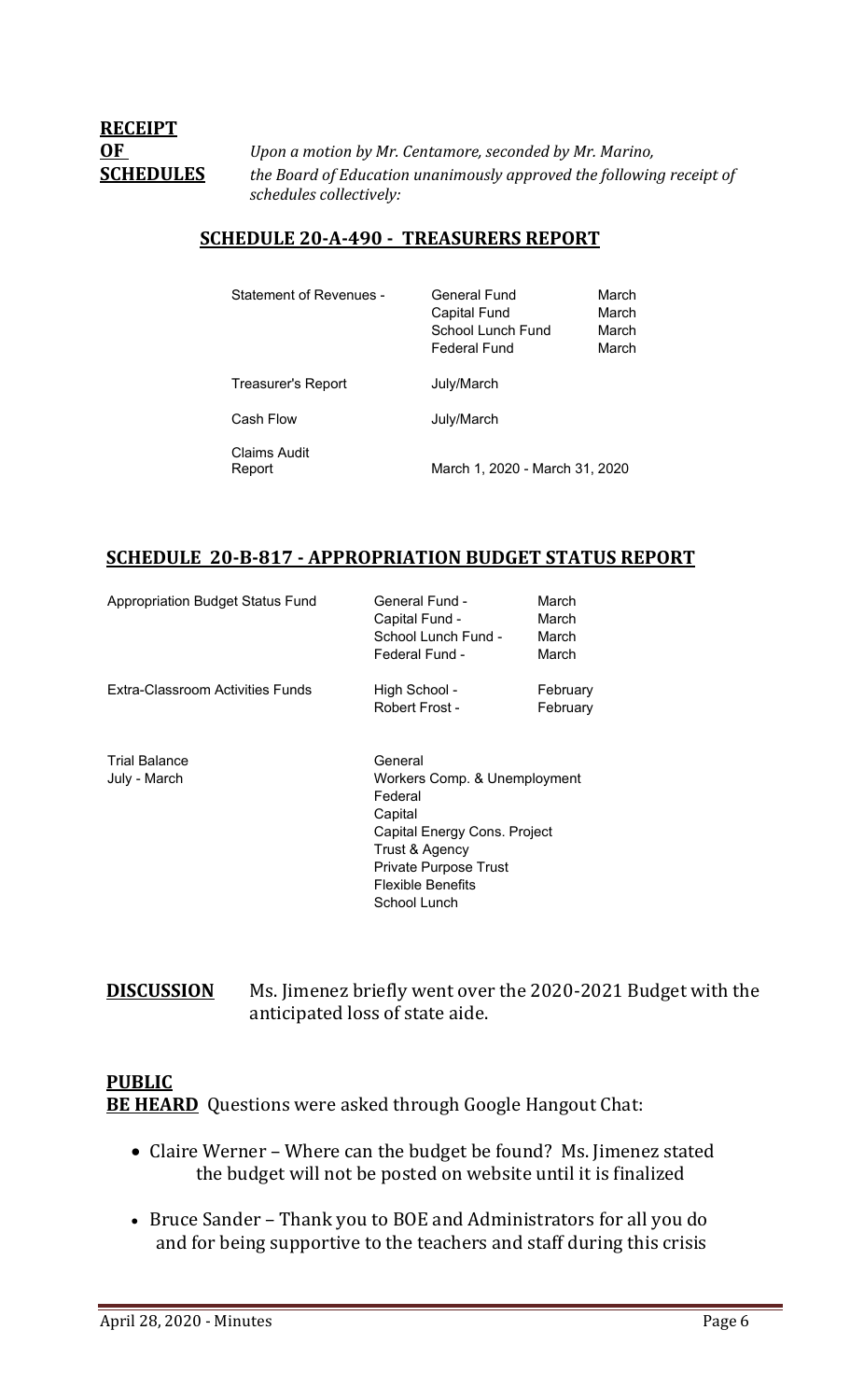**RECEIPT OF SCHEDULES**

*Upon a motion by Mr. Centamore, seconded by Mr. Marino, the Board of Education unanimously approved the following receipt of schedules collectively:*

## SCHEDULE 20-A-490 - TREASURERS REPORT

| | | |
|---|---|---|
| Statement of Revenues - | General Fund | March |
| | Capital Fund | March |
| | School Lunch Fund | March |
| | Federal Fund | March |
| Treasurer's Report | July/March | |
| Cash Flow | July/March | |
| Claims Audit Report | March 1, 2020 - March 31, 2020 | |

## SCHEDULE 20-B-817 - APPROPRIATION BUDGET STATUS REPORT

| | | |
|---|---|---|
| Appropriation Budget Status Fund | General Fund - | March |
| | Capital Fund - | March |
| | School Lunch Fund - | March |
| | Federal Fund - | March |
| Extra-Classroom Activities Funds | High School - | February |
| | Robert Frost - | February |
| Trial Balance July - March | General | |
| | Workers Comp. & Unemployment | |
| | Federal | |
| | Capital | |
| | Capital Energy Cons. Project | |
| | Trust & Agency | |
| | Private Purpose Trust | |
| | Flexible Benefits | |
| | School Lunch | |

**DISCUSSION** Ms. Jimenez briefly went over the 2020-2021 Budget with the anticipated loss of state aide.

**PUBLIC BE HEARD** Questions were asked through Google Hangout Chat:

- Claire Werner – Where can the budget be found? Ms. Jimenez stated the budget will not be posted on website until it is finalized
- Bruce Sander – Thank you to BOE and Administrators for all you do and for being supportive to the teachers and staff during this crisis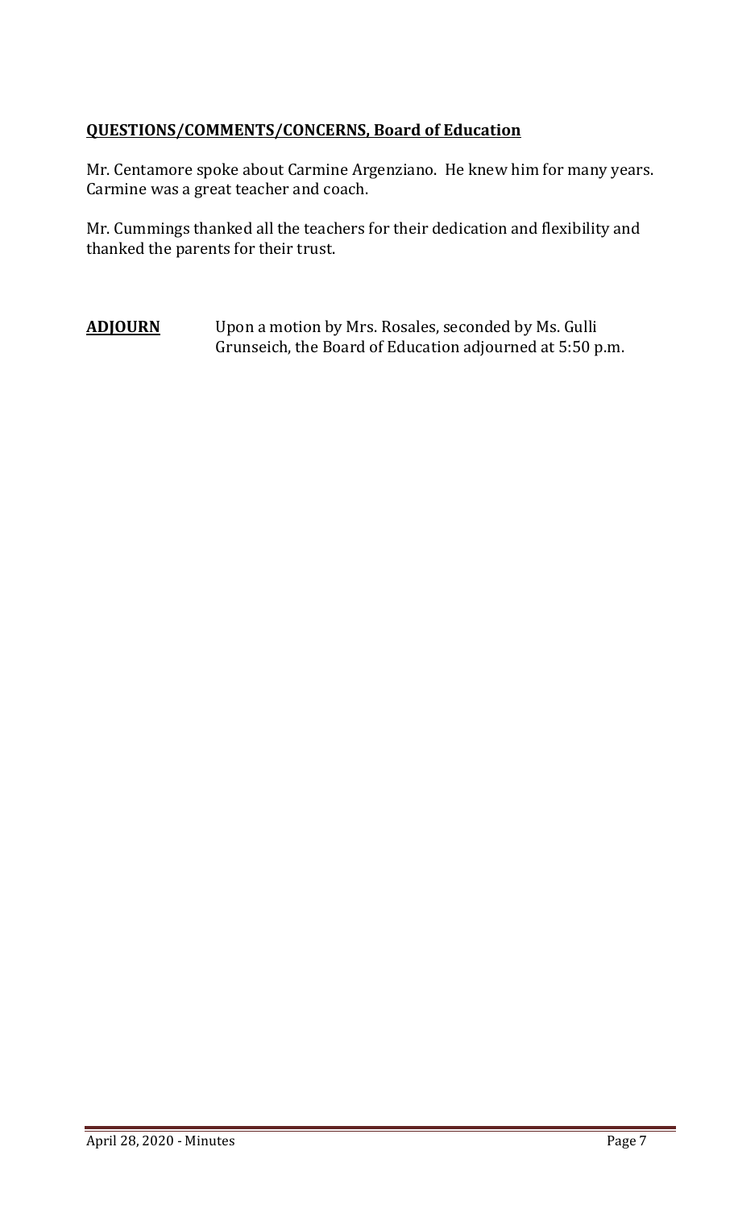**QUESTIONS/COMMENTS/CONCERNS, Board of Education**

Mr. Centamore spoke about Carmine Argenziano. He knew him for many years. Carmine was a great teacher and coach.

Mr. Cummings thanked all the teachers for their dedication and flexibility and thanked the parents for their trust.

**ADJOURN** Upon a motion by Mrs. Rosales, seconded by Ms. Gulli Grunseich, the Board of Education adjourned at 5:50 p.m.